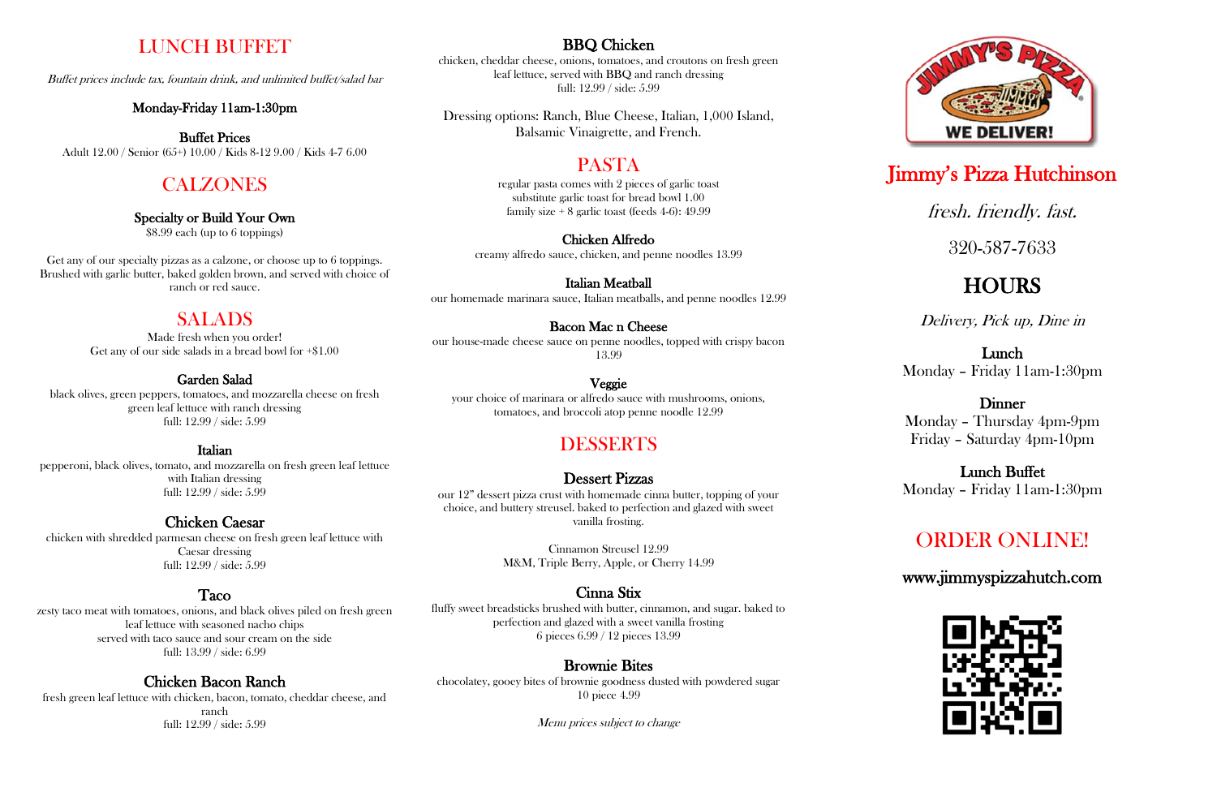## LUNCH BUFFET

*Buffet prices include tax, fountain drink, and unlimited buffet/salad bar*

**Monday-Friday 11am-1:30pm**

**Buffet Prices**
Adult 12.00 / Senior (65+) 10.00 / Kids 8-12 9.00 / Kids 4-7 6.00

## CALZONES

**Specialty or Build Your Own**
$8.99 each (up to 6 toppings)

Get any of our specialty pizzas as a calzone, or choose up to 6 toppings. Brushed with garlic butter, baked golden brown, and served with choice of ranch or red sauce.

## SALADS

Made fresh when you order!
Get any of our side salads in a bread bowl for +$1.00

**Garden Salad**
black olives, green peppers, tomatoes, and mozzarella cheese on fresh green leaf lettuce with ranch dressing
full: 12.99 / side: 5.99

**Italian**
pepperoni, black olives, tomato, and mozzarella on fresh green leaf lettuce with Italian dressing
full: 12.99 / side: 5.99

**Chicken Caesar**
chicken with shredded parmesan cheese on fresh green leaf lettuce with Caesar dressing
full: 12.99 / side: 5.99

**Taco**
zesty taco meat with tomatoes, onions, and black olives piled on fresh green leaf lettuce with seasoned nacho chips
served with taco sauce and sour cream on the side
full: 13.99 / side: 6.99

**Chicken Bacon Ranch**
fresh green leaf lettuce with chicken, bacon, tomato, cheddar cheese, and ranch
full: 12.99 / side: 5.99

**BBQ Chicken**
chicken, cheddar cheese, onions, tomatoes, and croutons on fresh green leaf lettuce, served with BBQ and ranch dressing
full: 12.99 / side: 5.99

Dressing options: Ranch, Blue Cheese, Italian, 1,000 Island, Balsamic Vinaigrette, and French.

## PASTA

regular pasta comes with 2 pieces of garlic toast
substitute garlic toast for bread bowl 1.00
family size + 8 garlic toast (feeds 4-6): 49.99

**Chicken Alfredo**
creamy alfredo sauce, chicken, and penne noodles 13.99

**Italian Meatball**
our homemade marinara sauce, Italian meatballs, and penne noodles 12.99

**Bacon Mac n Cheese**
our house-made cheese sauce on penne noodles, topped with crispy bacon 13.99

**Veggie**
your choice of marinara or alfredo sauce with mushrooms, onions, tomatoes, and broccoli atop penne noodle 12.99

## DESSERTS

**Dessert Pizzas**
our 12" dessert pizza crust with homemade cinna butter, topping of your choice, and buttery streusel. baked to perfection and glazed with sweet vanilla frosting.

Cinnamon Streusel 12.99
M&M, Triple Berry, Apple, or Cherry 14.99

**Cinna Stix**
fluffy sweet breadsticks brushed with butter, cinnamon, and sugar. baked to perfection and glazed with a sweet vanilla frosting
6 pieces 6.99 / 12 pieces 13.99

**Brownie Bites**
chocolatey, gooey bites of brownie goodness dusted with powdered sugar
10 piece 4.99

*Menu prices subject to change*

JIMMY'S PIZZA
WE DELIVER!

# Jimmy's Pizza Hutchinson

*fresh. friendly. fast.*

320-587-7633

## HOURS

*Delivery, Pick up, Dine in*

**Lunch**
Monday – Friday 11am-1:30pm

**Dinner**
Monday – Thursday 4pm-9pm
Friday – Saturday 4pm-10pm

**Lunch Buffet**
Monday – Friday 11am-1:30pm

## ORDER ONLINE!

**www.jimmyspizzahutch.com**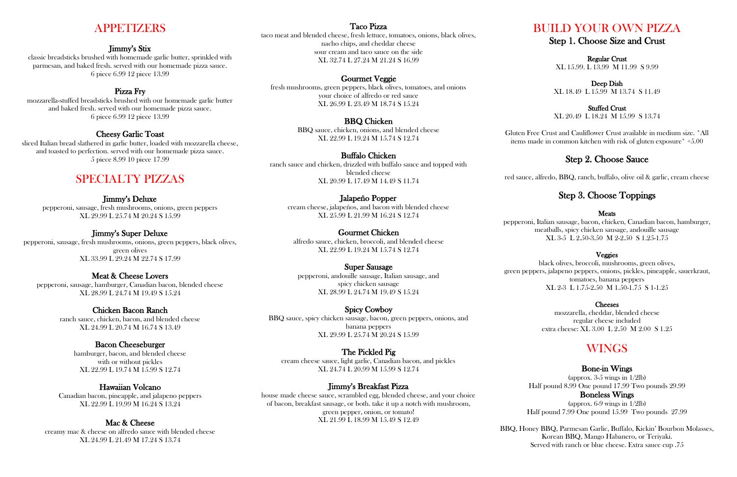# APPETIZERS

### Jimmy's Stix

classic breadsticks brushed with homemade garlic butter, sprinkled with parmesan, and baked fresh. served with our homemade pizza sauce.
6 piece 6.99 12 piece 13.99

### Pizza Fry

mozzarella-stuffed breadsticks brushed with our homemade garlic butter and baked fresh. served with our homemade pizza sauce.
6 piece 6.99 12 piece 13.99

### Cheesy Garlic Toast

sliced Italian bread slathered in garlic butter, loaded with mozzarella cheese, and toasted to perfection. served with our homemade pizza sauce.
5 piece 8.99 10 piece 17.99

# SPECIALTY PIZZAS

### Jimmy's Deluxe

pepperoni, sausage, fresh mushrooms, onions, green peppers
XL 29.99 L 25.74 M 20.24 S 15.99

### Jimmy's Super Deluxe

pepperoni, sausage, fresh mushrooms, onions, green peppers, black olives, green olives
XL 33.99 L 29.24 M 22.74 S 17.99

### Meat & Cheese Lovers

pepperoni, sausage, hamburger, Canadian bacon, blended cheese
XL 28.99 L 24.74 M 19.49 S 15.24

### Chicken Bacon Ranch

ranch sauce, chicken, bacon, and blended cheese
XL 24.99 L 20.74 M 16.74 S 13.49

### Bacon Cheeseburger

hamburger, bacon, and blended cheese
with or without pickles
XL 22.99 L 19.74 M 15.99 S 12.74

### Hawaiian Volcano

Canadian bacon, pineapple, and jalapeno peppers
XL 22.99 L 19.99 M 16.24 S 13.24

### Mac & Cheese

creamy mac & cheese on alfredo sauce with blended cheese
XL 24.99 L 21.49 M 17.24 S 13.74

### Taco Pizza

taco meat and blended cheese, fresh lettuce, tomatoes, onions, black olives, nacho chips, and cheddar cheese
sour cream and taco sauce on the side
XL 32.74 L 27.24 M 21.24 S 16.99

### Gourmet Veggie

fresh mushrooms, green peppers, black olives, tomatoes, and onions
your choice of alfredo or red sauce
XL 26.99 L 23.49 M 18.74 S 15.24

### BBQ Chicken

BBQ sauce, chicken, onions, and blended cheese
XL 22.99 L 19.24 M 15.74 S 12.74

### Buffalo Chicken

ranch sauce and chicken, drizzled with buffalo sauce and topped with blended cheese
XL 20.99 L 17.49 M 14.49 S 11.74

### Jalapeño Popper

cream cheese, jalapeños, and bacon with blended cheese
XL 25.99 L 21.99 M 16.24 S 12.74

### Gourmet Chicken

alfredo sauce, chicken, broccoli, and blended cheese
XL 22.99 L 19.24 M 15.74 S 12.74

### Super Sausage

pepperoni, andouille sausage, Italian sausage, and spicy chicken sausage
XL 28.99 L 24.74 M 19.49 S 15.24

### Spicy Cowboy

BBQ sauce, spicy chicken sausage, bacon, green peppers, onions, and banana peppers
XL 29.99 L 25.74 M 20.24 S 15.99

### The Pickled Pig

cream cheese sauce, light garlic, Canadian bacon, and pickles
XL 24.74 L 20.99 M 15.99 S 12.74

### Jimmy's Breakfast Pizza

house made cheese sauce, scrambled egg, blended cheese, and your choice of bacon, breakfast sausage, or both. take it up a notch with mushroom, green pepper, onion, or tomato!
XL 21.99 L 18.99 M 15.49 S 12.49

# BUILD YOUR OWN PIZZA

## Step 1. Choose Size and Crust

**Regular Crust**
XL 15.99. L 13.99 M 11.99 S 9.99

**Deep Dish**
XL 18.49 L 15.99 M 13.74 S 11.49

**Stuffed Crust**
XL 20.49 L 18.24 M 15.99 S 13.74

Gluten Free Crust and Cauliflower Crust available in medium size. *All items made in common kitchen with risk of gluten exposure* +5.00

## Step 2. Choose Sauce

red sauce, alfredo, BBQ, ranch, buffalo, olive oil & garlic, cream cheese

## Step 3. Choose Toppings

**Meats**
pepperoni, Italian sausage, bacon, chicken, Canadian bacon, hamburger, meatballs, spicy chicken sausage, andouille sausage
XL 3-5 L 2.50-3.50 M 2-2.50 S 1.25-1.75

**Veggies**
black olives, broccoli, mushrooms, green olives, green peppers, jalapeno peppers, onions, pickles, pineapple, sauerkraut, tomatoes, banana peppers
XL 2-3 L 1.75-2.50 M 1.50-1.75 S 1-1.25

**Cheeses**
mozzarella, cheddar, blended cheese
regular cheese included
extra cheese: XL 3.00 L 2.50 M 2.00 S 1.25

# WINGS

### Bone-in Wings

(approx. 3-5 wings in 1/2lb)
Half pound 8.99 One pound 17.99 Two pounds 29.99

### Boneless Wings

(approx. 6-9 wings in 1/2lb)
Half pound 7.99 One pound 15.99 Two pounds 27.99

BBQ, Honey BBQ, Parmesan Garlic, Buffalo, Kickin' Bourbon Molasses, Korean BBQ, Mango Habanero, or Teriyaki.
Served with ranch or blue cheese. Extra sauce cup .75